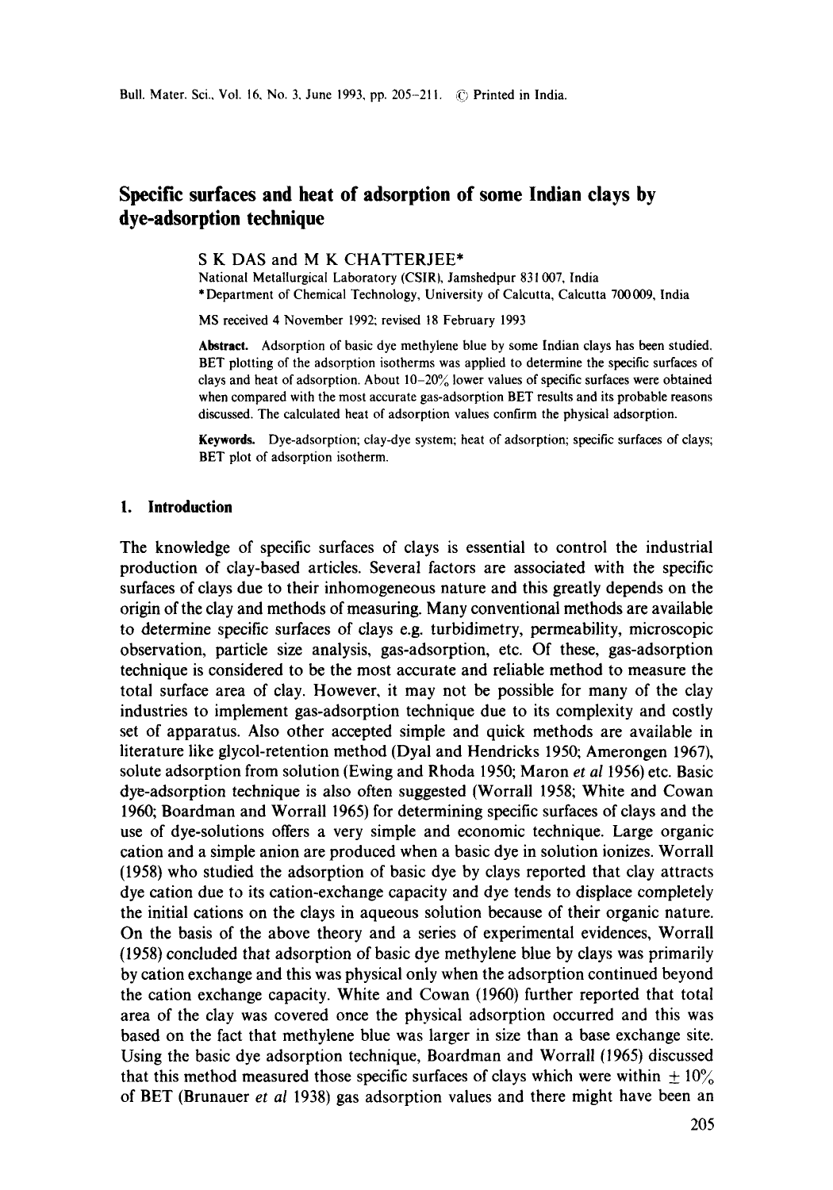# Specific surfaces and heat of adsorption of some Indian clays by dye-adsorption technique

S K DAS and M K CHATTERJEE*

National Metallurgical Laboratory (CSIR), Jamshedpur 831 007, India

*Department of Chemical Technology, University of Calcutta, Calcutta 700 009, India

MS received 4 November 1992; revised 18 February 1993

**Abstract.** Adsorption of basic dye methylene blue by some Indian clays has been studied. BET plotting of the adsorption isotherms was applied to determine the specific surfaces of clays and heat of adsorption. About 10–20% lower values of specific surfaces were obtained when compared with the most accurate gas-adsorption BET results and its probable reasons discussed. The calculated heat of adsorption values confirm the physical adsorption.

**Keywords.** Dye-adsorption; clay-dye system; heat of adsorption; specific surfaces of clays; BET plot of adsorption isotherm.

## 1. Introduction

The knowledge of specific surfaces of clays is essential to control the industrial production of clay-based articles. Several factors are associated with the specific surfaces of clays due to their inhomogeneous nature and this greatly depends on the origin of the clay and methods of measuring. Many conventional methods are available to determine specific surfaces of clays e.g. turbidimetry, permeability, microscopic observation, particle size analysis, gas-adsorption, etc. Of these, gas-adsorption technique is considered to be the most accurate and reliable method to measure the total surface area of clay. However, it may not be possible for many of the clay industries to implement gas-adsorption technique due to its complexity and costly set of apparatus. Also other accepted simple and quick methods are available in literature like glycol-retention method (Dyal and Hendricks 1950; Amerongen 1967), solute adsorption from solution (Ewing and Rhoda 1950; Maron *et al* 1956) etc. Basic dye-adsorption technique is also often suggested (Worrall 1958; White and Cowan 1960; Boardman and Worrall 1965) for determining specific surfaces of clays and the use of dye-solutions offers a very simple and economic technique. Large organic cation and a simple anion are produced when a basic dye in solution ionizes. Worrall (1958) who studied the adsorption of basic dye by clays reported that clay attracts dye cation due to its cation-exchange capacity and dye tends to displace completely the initial cations on the clays in aqueous solution because of their organic nature. On the basis of the above theory and a series of experimental evidences, Worrall (1958) concluded that adsorption of basic dye methylene blue by clays was primarily by cation exchange and this was physical only when the adsorption continued beyond the cation exchange capacity. White and Cowan (1960) further reported that total area of the clay was covered once the physical adsorption occurred and this was based on the fact that methylene blue was larger in size than a base exchange site. Using the basic dye adsorption technique, Boardman and Worrall (1965) discussed that this method measured those specific surfaces of clays which were within $\pm 10\%$ of BET (Brunauer *et al* 1938) gas adsorption values and there might have been an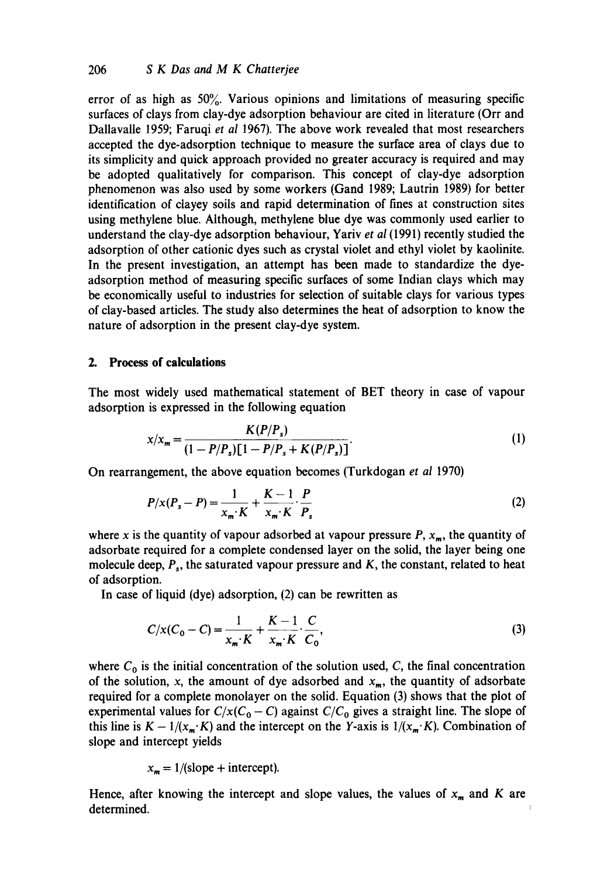error of as high as 50%. Various opinions and limitations of measuring specific surfaces of clays from clay-dye adsorption behaviour are cited in literature (Orr and Dallavalle 1959; Faruqi *et al* 1967). The above work revealed that most researchers accepted the dye-adsorption technique to measure the surface area of clays due to its simplicity and quick approach provided no greater accuracy is required and may be adopted qualitatively for comparison. This concept of clay-dye adsorption phenomenon was also used by some workers (Gand 1989; Lautrin 1989) for better identification of clayey soils and rapid determination of fines at construction sites using methylene blue. Although, methylene blue dye was commonly used earlier to understand the clay-dye adsorption behaviour, Yariv *et al* (1991) recently studied the adsorption of other cationic dyes such as crystal violet and ethyl violet by kaolinite. In the present investigation, an attempt has been made to standardize the dye-adsorption method of measuring specific surfaces of some Indian clays which may be economically useful to industries for selection of suitable clays for various types of clay-based articles. The study also determines the heat of adsorption to know the nature of adsorption in the present clay-dye system.

## 2. Process of calculations

The most widely used mathematical statement of BET theory in case of vapour adsorption is expressed in the following equation

$$x/x_m = \frac{K(P/P_s)}{(1 - P/P_s)[1 - P/P_s + K(P/P_s)]}. \tag{1}$$

On rearrangement, the above equation becomes (Turkdogan *et al* 1970)

$$P/x(P_s - P) = \frac{1}{x_m \cdot K} + \frac{K-1}{x_m \cdot K} \cdot \frac{P}{P_s} \tag{2}$$

where $x$ is the quantity of vapour adsorbed at vapour pressure $P$, $x_m$, the quantity of adsorbate required for a complete condensed layer on the solid, the layer being one molecule deep, $P_s$, the saturated vapour pressure and $K$, the constant, related to heat of adsorption.

In case of liquid (dye) adsorption, (2) can be rewritten as

$$C/x(C_0 - C) = \frac{1}{x_m \cdot K} + \frac{K-1}{x_m \cdot K} \cdot \frac{C}{C_0}, \tag{3}$$

where $C_0$ is the initial concentration of the solution used, $C$, the final concentration of the solution, $x$, the amount of dye adsorbed and $x_m$, the quantity of adsorbate required for a complete monolayer on the solid. Equation (3) shows that the plot of experimental values for $C/x(C_0 - C)$ against $C/C_0$ gives a straight line. The slope of this line is $K - 1/(x_m \cdot K)$ and the intercept on the $Y$-axis is $1/(x_m \cdot K)$. Combination of slope and intercept yields

$$x_m = 1/(\text{slope} + \text{intercept}).$$

Hence, after knowing the intercept and slope values, the values of $x_m$ and $K$ are determined.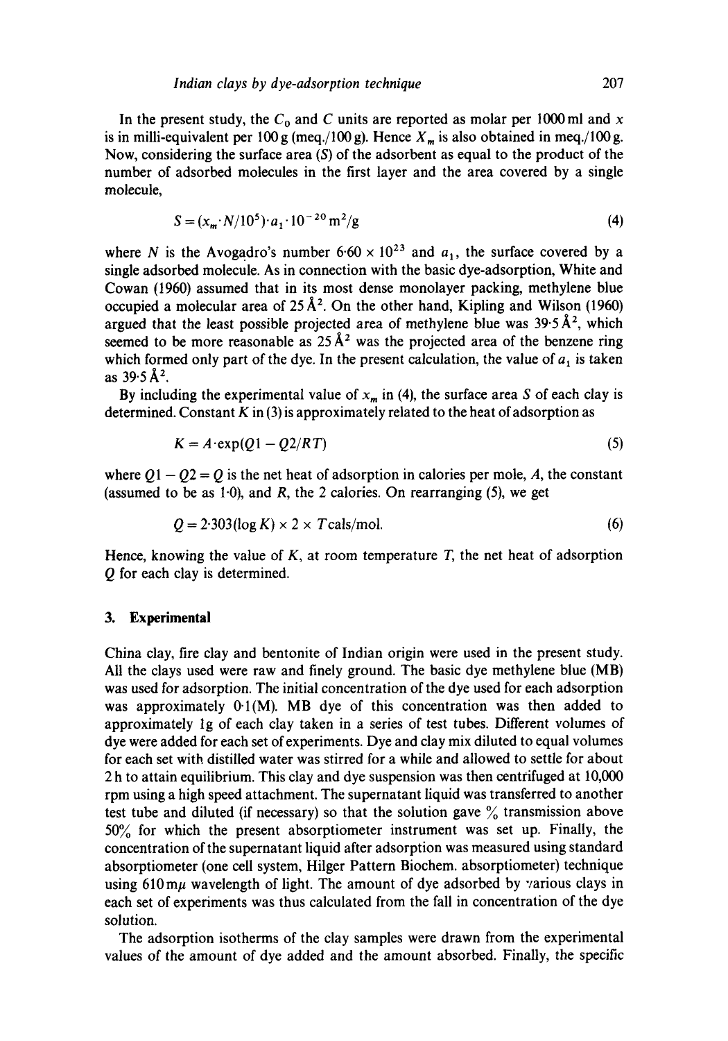In the present study, the $C_0$ and $C$ units are reported as molar per 1000 ml and $x$ is in milli-equivalent per 100 g (meq./100 g). Hence $X_m$ is also obtained in meq./100 g. Now, considering the surface area ($S$) of the adsorbent as equal to the product of the number of adsorbed molecules in the first layer and the area covered by a single molecule,

$$S = (x_m \cdot N/10^5) \cdot a_1 \cdot 10^{-20}\,\mathrm{m^2/g} \tag{4}$$

where $N$ is the Avogadro's number $6{\cdot}60 \times 10^{23}$ and $a_1$, the surface covered by a single adsorbed molecule. As in connection with the basic dye-adsorption, White and Cowan (1960) assumed that in its most dense monolayer packing, methylene blue occupied a molecular area of 25 Å$^2$. On the other hand, Kipling and Wilson (1960) argued that the least possible projected area of methylene blue was 39·5 Å$^2$, which seemed to be more reasonable as 25 Å$^2$ was the projected area of the benzene ring which formed only part of the dye. In the present calculation, the value of $a_1$ is taken as 39·5 Å$^2$.

By including the experimental value of $x_m$ in (4), the surface area $S$ of each clay is determined. Constant $K$ in (3) is approximately related to the heat of adsorption as

$$K = A \cdot \exp(Q1 - Q2/RT) \tag{5}$$

where $Q1 - Q2 = Q$ is the net heat of adsorption in calories per mole, $A$, the constant (assumed to be as 1·0), and $R$, the 2 calories. On rearranging (5), we get

$$Q = 2{\cdot}303(\log K) \times 2 \times T\,\mathrm{cals/mol}. \tag{6}$$

Hence, knowing the value of $K$, at room temperature $T$, the net heat of adsorption $Q$ for each clay is determined.

## 3. Experimental

China clay, fire clay and bentonite of Indian origin were used in the present study. All the clays used were raw and finely ground. The basic dye methylene blue (MB) was used for adsorption. The initial concentration of the dye used for each adsorption was approximately 0·1(M). MB dye of this concentration was then added to approximately 1g of each clay taken in a series of test tubes. Different volumes of dye were added for each set of experiments. Dye and clay mix diluted to equal volumes for each set with distilled water was stirred for a while and allowed to settle for about 2 h to attain equilibrium. This clay and dye suspension was then centrifuged at 10,000 rpm using a high speed attachment. The supernatant liquid was transferred to another test tube and diluted (if necessary) so that the solution gave % transmission above 50% for which the present absorptiometer instrument was set up. Finally, the concentration of the supernatant liquid after adsorption was measured using standard absorptiometer (one cell system, Hilger Pattern Biochem. absorptiometer) technique using 610 mμ wavelength of light. The amount of dye adsorbed by various clays in each set of experiments was thus calculated from the fall in concentration of the dye solution.

The adsorption isotherms of the clay samples were drawn from the experimental values of the amount of dye added and the amount absorbed. Finally, the specific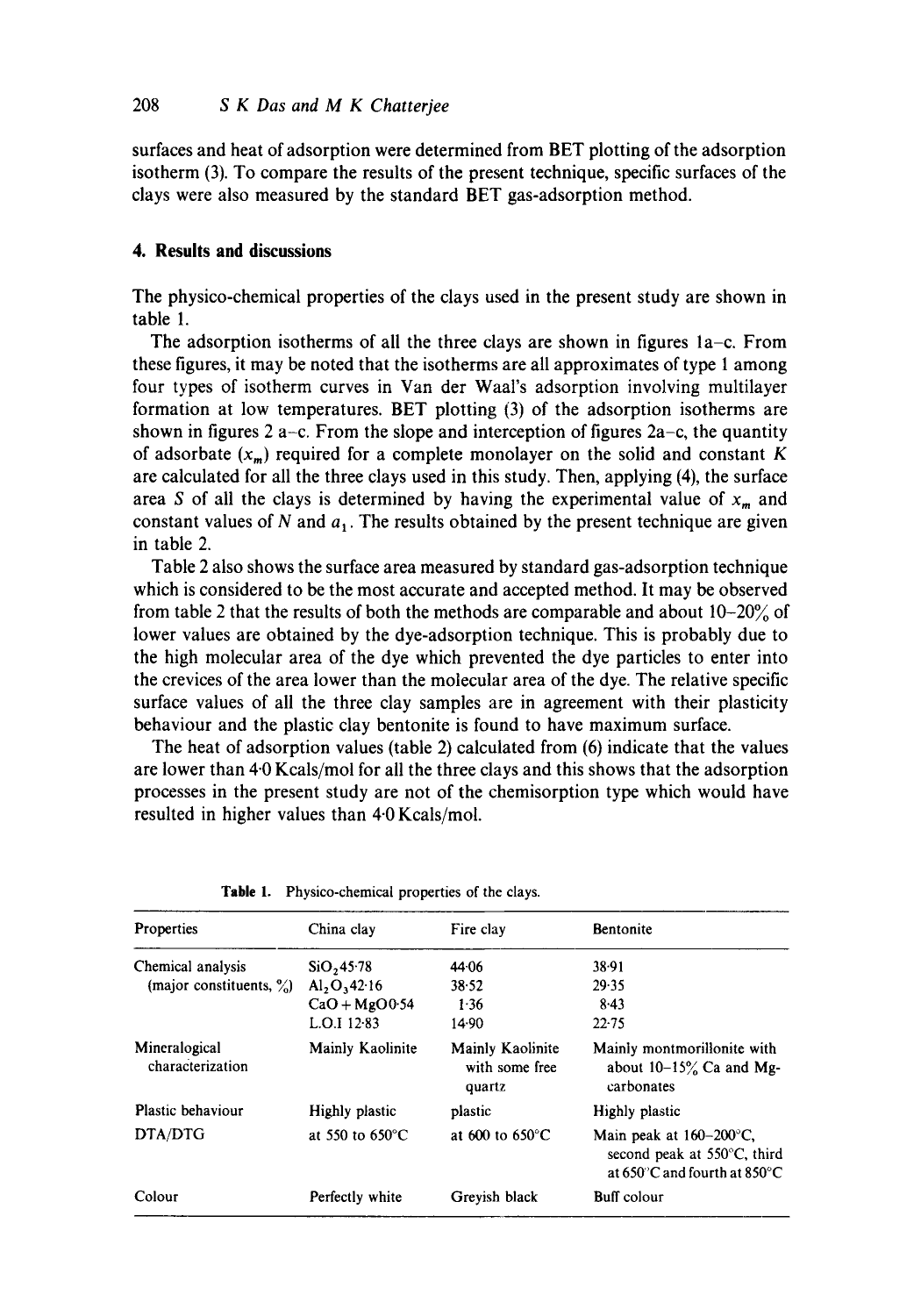surfaces and heat of adsorption were determined from BET plotting of the adsorption isotherm (3). To compare the results of the present technique, specific surfaces of the clays were also measured by the standard BET gas-adsorption method.

## 4. Results and discussions

The physico-chemical properties of the clays used in the present study are shown in table 1.

The adsorption isotherms of all the three clays are shown in figures 1a–c. From these figures, it may be noted that the isotherms are all approximates of type 1 among four types of isotherm curves in Van der Waal's adsorption involving multilayer formation at low temperatures. BET plotting (3) of the adsorption isotherms are shown in figures 2 a–c. From the slope and interception of figures 2a–c, the quantity of adsorbate ($x_m$) required for a complete monolayer on the solid and constant $K$ are calculated for all the three clays used in this study. Then, applying (4), the surface area $S$ of all the clays is determined by having the experimental value of $x_m$ and constant values of $N$ and $a_1$. The results obtained by the present technique are given in table 2.

Table 2 also shows the surface area measured by standard gas-adsorption technique which is considered to be the most accurate and accepted method. It may be observed from table 2 that the results of both the methods are comparable and about 10–20% of lower values are obtained by the dye-adsorption technique. This is probably due to the high molecular area of the dye which prevented the dye particles to enter into the crevices of the area lower than the molecular area of the dye. The relative specific surface values of all the three clay samples are in agreement with their plasticity behaviour and the plastic clay bentonite is found to have maximum surface.

The heat of adsorption values (table 2) calculated from (6) indicate that the values are lower than 4·0 Kcals/mol for all the three clays and this shows that the adsorption processes in the present study are not of the chemisorption type which would have resulted in higher values than 4·0 Kcals/mol.

**Table 1.** Physico-chemical properties of the clays.

| Properties | China clay | Fire clay | Bentonite |
|---|---|---|---|
| Chemical analysis (major constituents, %) | $SiO_2$ 45·78 | 44·06 | 38·91 |
| | $Al_2O_3$ 42·16 | 38·52 | 29·35 |
| | CaO + MgO 0·54 | 1·36 | 8·43 |
| | L.O.I 12·83 | 14·90 | 22·75 |
| Mineralogical characterization | Mainly Kaolinite | Mainly Kaolinite with some free quartz | Mainly montmorillonite with about 10–15% Ca and Mg-carbonates |
| Plastic behaviour | Highly plastic | plastic | Highly plastic |
| DTA/DTG | at 550 to 650°C | at 600 to 650°C | Main peak at 160–200°C, second peak at 550°C, third at 650°C and fourth at 850°C |
| Colour | Perfectly white | Greyish black | Buff colour |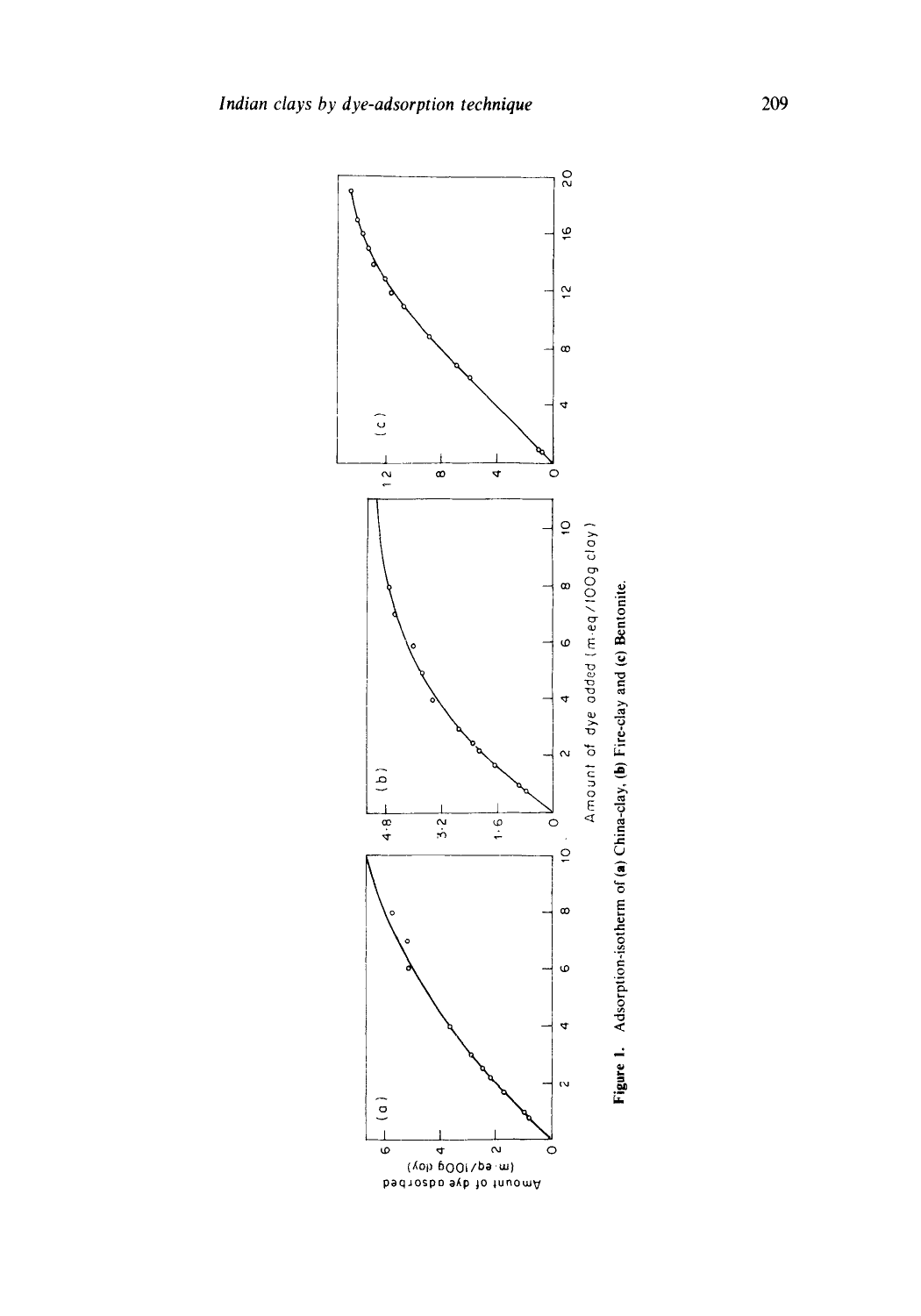Figure 1. Adsorption-isotherm of (a) China-clay, (b) Fire-clay and (c) Bentonite.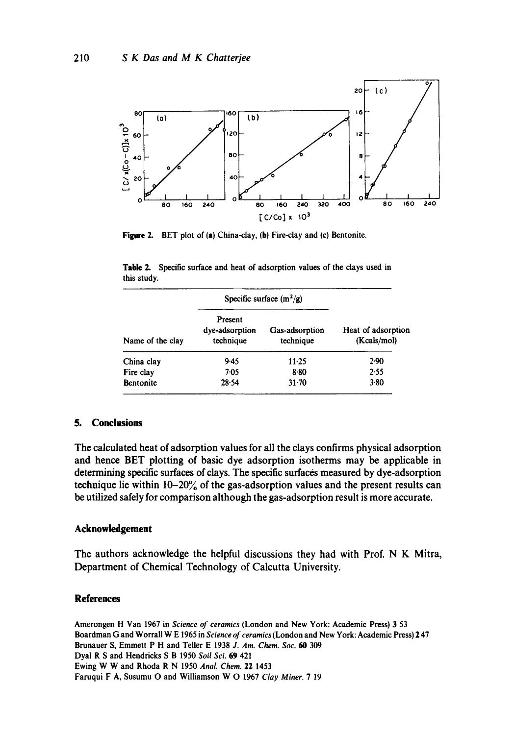Figure 2. BET plot of (a) China-clay, (b) Fire-clay and (c) Bentonite.

Table 2. Specific surface and heat of adsorption values of the clays used in this study.

| Name of the clay | Specific surface ($m^2/g$) | | Heat of adsorption (Kcals/mol) |
|---|---|---|---|
| | Present dye-adsorption technique | Gas-adsorption technique | |
| China clay | 9·45 | 11·25 | 2·90 |
| Fire clay | 7·05 | 8·80 | 2·55 |
| Bentonite | 28·54 | 31·70 | 3·80 |

## 5. Conclusions

The calculated heat of adsorption values for all the clays confirms physical adsorption and hence BET plotting of basic dye adsorption isotherms may be applicable in determining specific surfaces of clays. The specific surfaces measured by dye-adsorption technique lie within 10–20% of the gas-adsorption values and the present results can be utilized safely for comparison although the gas-adsorption result is more accurate.

## Acknowledgement

The authors acknowledge the helpful discussions they had with Prof. N K Mitra, Department of Chemical Technology of Calcutta University.

## References

Amerongen H Van 1967 in *Science of ceramics* (London and New York: Academic Press) **3** 53

Boardman G and Worrall W E 1965 in *Science of ceramics* (London and New York: Academic Press) **2** 47

Brunauer S, Emmett P H and Teller E 1938 *J. Am. Chem. Soc.* **60** 309

Dyal R S and Hendricks S B 1950 *Soil Sci.* **69** 421

Ewing W W and Rhoda R N 1950 *Anal. Chem.* **22** 1453

Faruqui F A, Susumu O and Williamson W O 1967 *Clay Miner.* **7** 19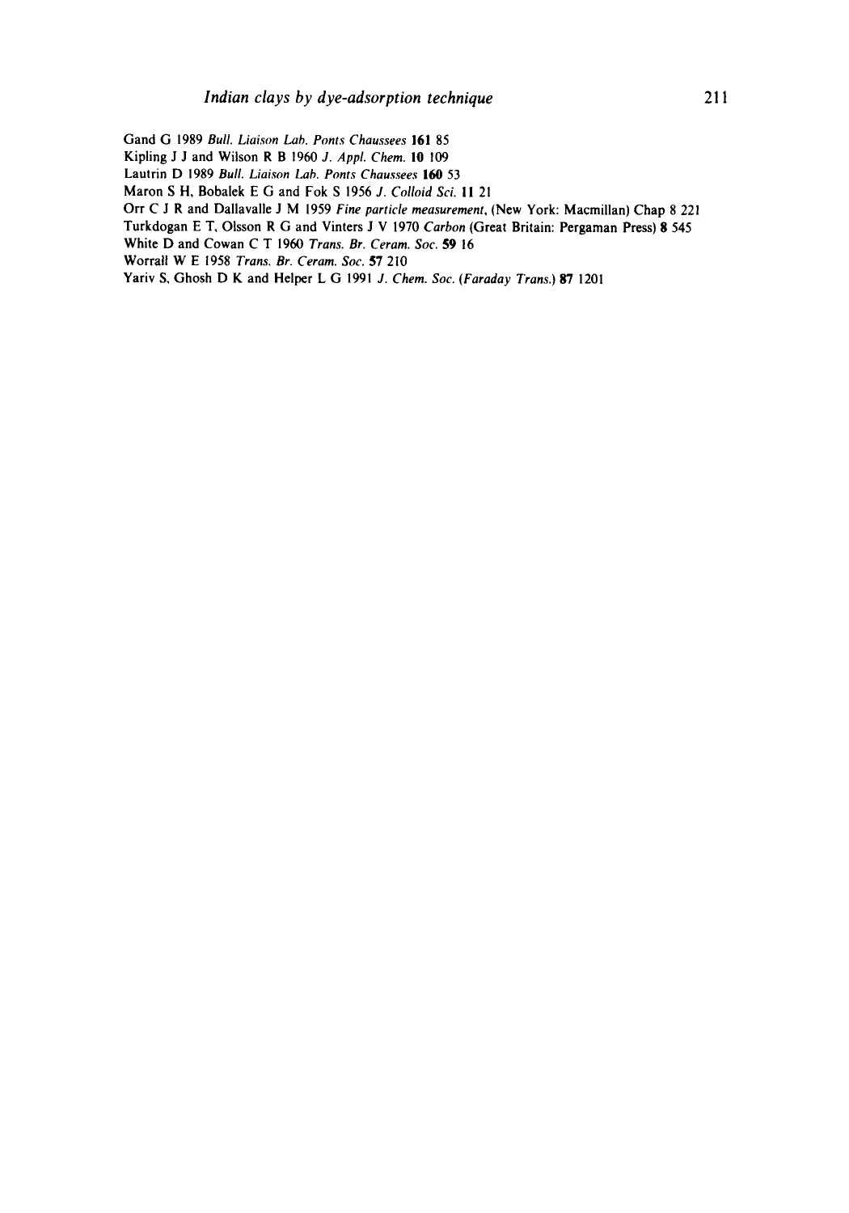Gand G 1989 *Bull. Liaison Lab. Ponts Chaussees* **161** 85

Kipling J J and Wilson R B 1960 *J. Appl. Chem.* **10** 109

Lautrin D 1989 *Bull. Liaison Lab. Ponts Chaussees* **160** 53

Maron S H, Bobalek E G and Fok S 1956 *J. Colloid Sci.* **11** 21

Orr C J R and Dallavalle J M 1959 *Fine particle measurement*, (New York: Macmillan) Chap 8 221

Turkdogan E T, Olsson R G and Vinters J V 1970 *Carbon* (Great Britain: Pergaman Press) **8** 545

White D and Cowan C T 1960 *Trans. Br. Ceram. Soc.* **59** 16

Worrall W E 1958 *Trans. Br. Ceram. Soc.* **57** 210

Yariv S, Ghosh D K and Helper L G 1991 *J. Chem. Soc. (Faraday Trans.)* **87** 1201